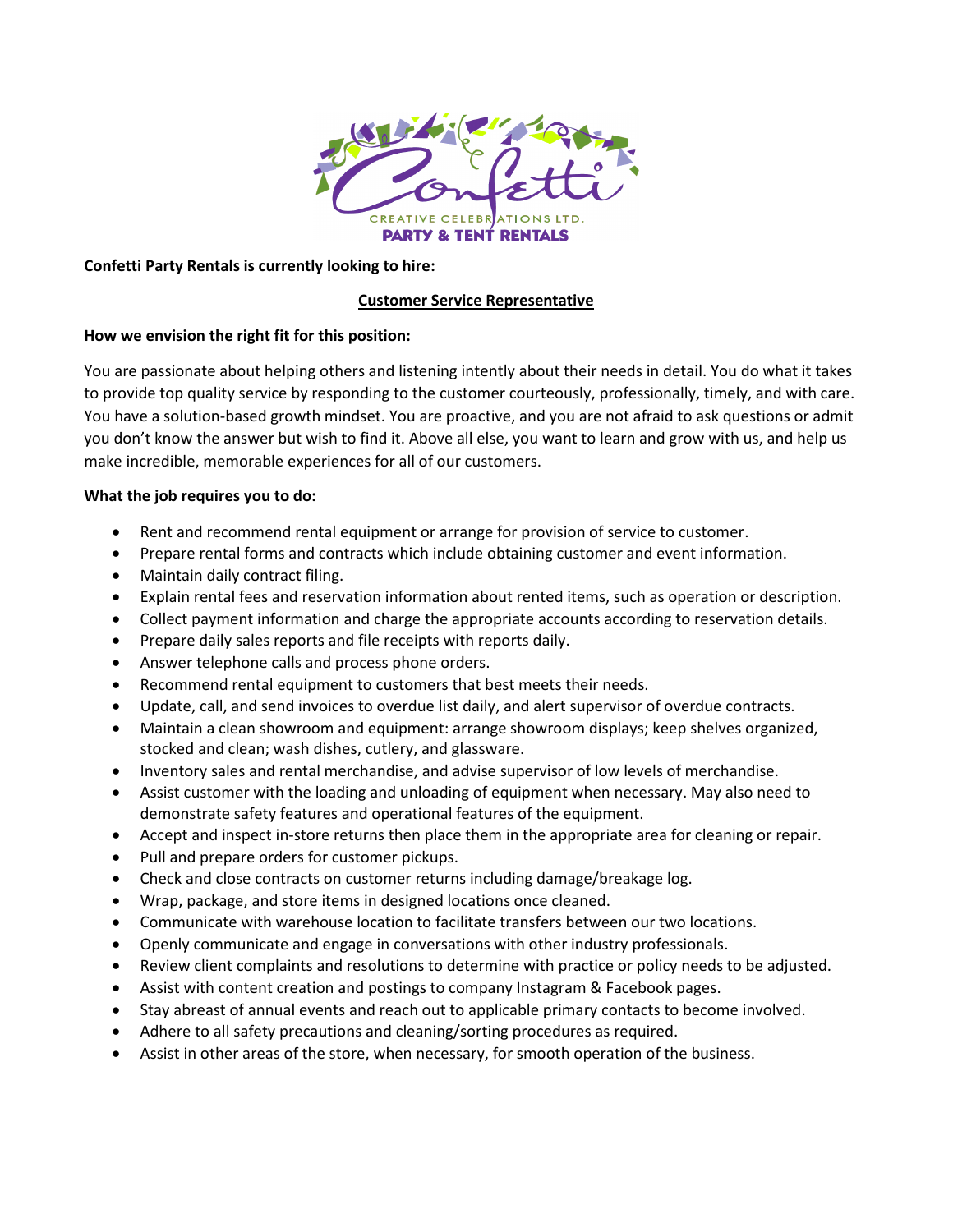**Confetti Party Rentals is currently looking to hire:**

**Customer Service Representative**

**How we envision the right fit for this position:**

You are passionate about helping others and listening intently about their needs in detail. You do what it takes to provide top quality service by responding to the customer courteously, professionally, timely, and with care. You have a solution-based growth mindset. You are proactive, and you are not afraid to ask questions or admit you don't know the answer but wish to find it. Above all else, you want to learn and grow with us, and help us make incredible, memorable experiences for all of our customers.

**What the job requires you to do:**

- Rent and recommend rental equipment or arrange for provision of service to customer.
- Prepare rental forms and contracts which include obtaining customer and event information.
- Maintain daily contract filing.
- Explain rental fees and reservation information about rented items, such as operation or description.
- Collect payment information and charge the appropriate accounts according to reservation details.
- Prepare daily sales reports and file receipts with reports daily.
- Answer telephone calls and process phone orders.
- Recommend rental equipment to customers that best meets their needs.
- Update, call, and send invoices to overdue list daily, and alert supervisor of overdue contracts.
- Maintain a clean showroom and equipment: arrange showroom displays; keep shelves organized, stocked and clean; wash dishes, cutlery, and glassware.
- Inventory sales and rental merchandise, and advise supervisor of low levels of merchandise.
- Assist customer with the loading and unloading of equipment when necessary. May also need to demonstrate safety features and operational features of the equipment.
- Accept and inspect in-store returns then place them in the appropriate area for cleaning or repair.
- Pull and prepare orders for customer pickups.
- Check and close contracts on customer returns including damage/breakage log.
- Wrap, package, and store items in designed locations once cleaned.
- Communicate with warehouse location to facilitate transfers between our two locations.
- Openly communicate and engage in conversations with other industry professionals.
- Review client complaints and resolutions to determine with practice or policy needs to be adjusted.
- Assist with content creation and postings to company Instagram & Facebook pages.
- Stay abreast of annual events and reach out to applicable primary contacts to become involved.
- Adhere to all safety precautions and cleaning/sorting procedures as required.
- Assist in other areas of the store, when necessary, for smooth operation of the business.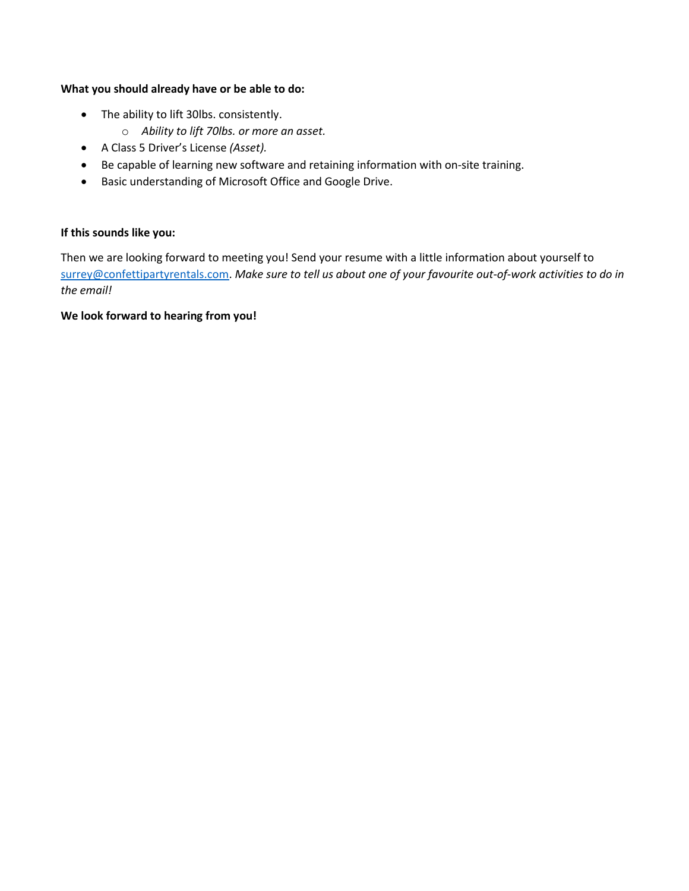**What you should already have or be able to do:**

- The ability to lift 30lbs. consistently.
    - *Ability to lift 70lbs. or more an asset.*
- A Class 5 Driver's License *(Asset).*
- Be capable of learning new software and retaining information with on-site training.
- Basic understanding of Microsoft Office and Google Drive.

**If this sounds like you:**

Then we are looking forward to meeting you! Send your resume with a little information about yourself to [surrey@confettipartyrentals.com](mailto:surrey@confettipartyrentals.com). *Make sure to tell us about one of your favourite out-of-work activities to do in the email!*

**We look forward to hearing from you!**